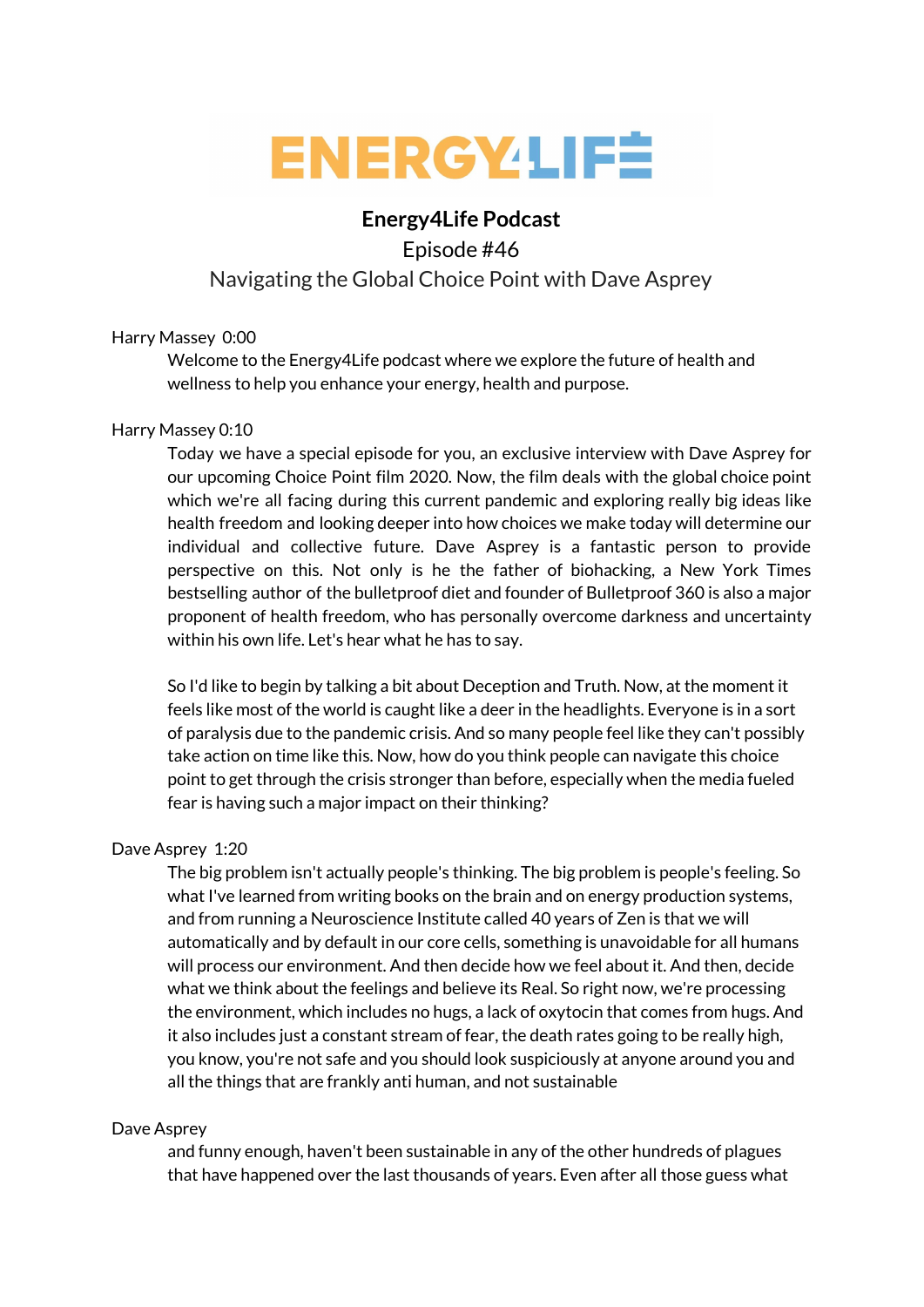ENERGY4LIFE

# Energy4Life Podcast

## Episode #46

## Navigating the Global Choice Point with Dave Asprey

Harry Massey 0:00

Welcome to the Energy4Life podcast where we explore the future of health and wellness to help you enhance your energy, health and purpose.

Harry Massey 0:10

Today we have a special episode for you, an exclusive interview with Dave Asprey for our upcoming Choice Point film 2020. Now, the film deals with the global choice point which we're all facing during this current pandemic and exploring really big ideas like health freedom and looking deeper into how choices we make today will determine our individual and collective future. Dave Asprey is a fantastic person to provide perspective on this. Not only is he the father of biohacking, a New York Times bestselling author of the bulletproof diet and founder of Bulletproof 360 is also a major proponent of health freedom, who has personally overcome darkness and uncertainty within his own life. Let's hear what he has to say.

So I'd like to begin by talking a bit about Deception and Truth. Now, at the moment it feels like most of the world is caught like a deer in the headlights. Everyone is in a sort of paralysis due to the pandemic crisis. And so many people feel like they can't possibly take action on time like this. Now, how do you think people can navigate this choice point to get through the crisis stronger than before, especially when the media fueled fear is having such a major impact on their thinking?

Dave Asprey 1:20

The big problem isn't actually people's thinking. The big problem is people's feeling. So what I've learned from writing books on the brain and on energy production systems, and from running a Neuroscience Institute called 40 years of Zen is that we will automatically and by default in our core cells, something is unavoidable for all humans will process our environment. And then decide how we feel about it. And then, decide what we think about the feelings and believe its Real. So right now, we're processing the environment, which includes no hugs, a lack of oxytocin that comes from hugs. And it also includes just a constant stream of fear, the death rates going to be really high, you know, you're not safe and you should look suspiciously at anyone around you and all the things that are frankly anti human, and not sustainable

Dave Asprey

and funny enough, haven't been sustainable in any of the other hundreds of plagues that have happened over the last thousands of years. Even after all those guess what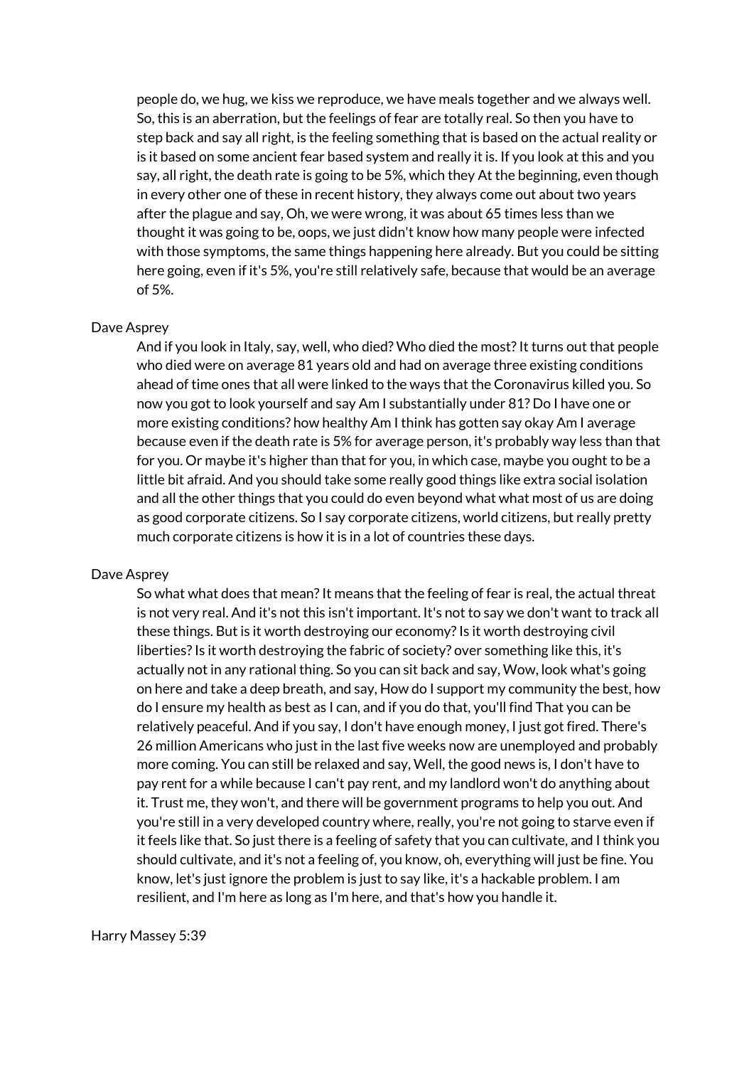people do, we hug, we kiss we reproduce, we have meals together and we always well. So, this is an aberration, but the feelings of fear are totally real. So then you have to step back and say all right, is the feeling something that is based on the actual reality or is it based on some ancient fear based system and really it is. If you look at this and you say, all right, the death rate is going to be 5%, which they At the beginning, even though in every other one of these in recent history, they always come out about two years after the plague and say, Oh, we were wrong, it was about 65 times less than we thought it was going to be, oops, we just didn't know how many people were infected with those symptoms, the same things happening here already. But you could be sitting here going, even if it's 5%, you're still relatively safe, because that would be an average of 5%.

Dave Asprey

And if you look in Italy, say, well, who died? Who died the most? It turns out that people who died were on average 81 years old and had on average three existing conditions ahead of time ones that all were linked to the ways that the Coronavirus killed you. So now you got to look yourself and say Am I substantially under 81? Do I have one or more existing conditions? how healthy Am I think has gotten say okay Am I average because even if the death rate is 5% for average person, it's probably way less than that for you. Or maybe it's higher than that for you, in which case, maybe you ought to be a little bit afraid. And you should take some really good things like extra social isolation and all the other things that you could do even beyond what what most of us are doing as good corporate citizens. So I say corporate citizens, world citizens, but really pretty much corporate citizens is how it is in a lot of countries these days.

Dave Asprey

So what what does that mean? It means that the feeling of fear is real, the actual threat is not very real. And it's not this isn't important. It's not to say we don't want to track all these things. But is it worth destroying our economy? Is it worth destroying civil liberties? Is it worth destroying the fabric of society? over something like this, it's actually not in any rational thing. So you can sit back and say, Wow, look what's going on here and take a deep breath, and say, How do I support my community the best, how do I ensure my health as best as I can, and if you do that, you'll find That you can be relatively peaceful. And if you say, I don't have enough money, I just got fired. There's 26 million Americans who just in the last five weeks now are unemployed and probably more coming. You can still be relaxed and say, Well, the good news is, I don't have to pay rent for a while because I can't pay rent, and my landlord won't do anything about it. Trust me, they won't, and there will be government programs to help you out. And you're still in a very developed country where, really, you're not going to starve even if it feels like that. So just there is a feeling of safety that you can cultivate, and I think you should cultivate, and it's not a feeling of, you know, oh, everything will just be fine. You know, let's just ignore the problem is just to say like, it's a hackable problem. I am resilient, and I'm here as long as I'm here, and that's how you handle it.

Harry Massey 5:39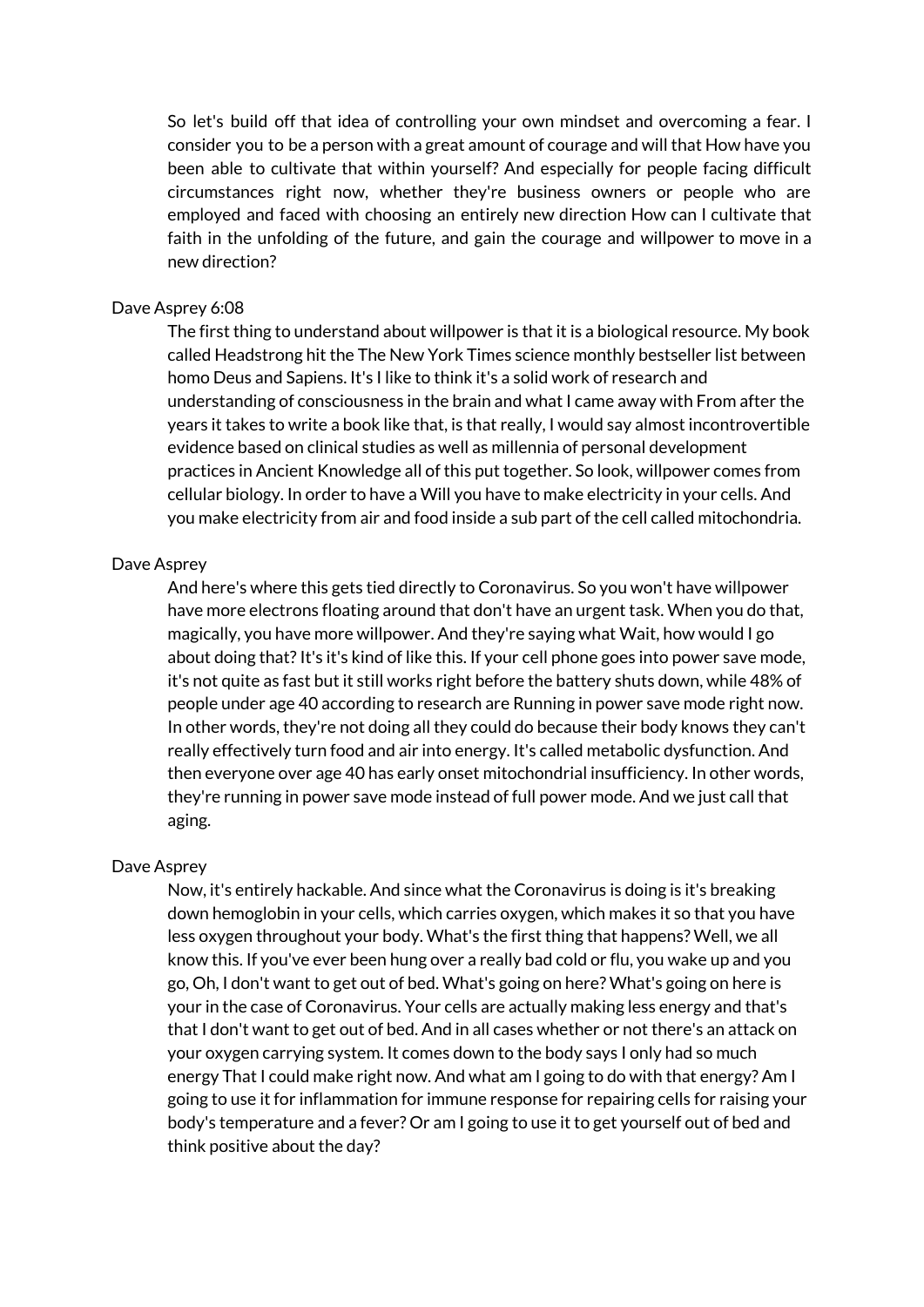So let's build off that idea of controlling your own mindset and overcoming a fear. I consider you to be a person with a great amount of courage and will that How have you been able to cultivate that within yourself? And especially for people facing difficult circumstances right now, whether they're business owners or people who are employed and faced with choosing an entirely new direction How can I cultivate that faith in the unfolding of the future, and gain the courage and willpower to move in a new direction?

Dave Asprey 6:08

The first thing to understand about willpower is that it is a biological resource. My book called Headstrong hit the The New York Times science monthly bestseller list between homo Deus and Sapiens. It's I like to think it's a solid work of research and understanding of consciousness in the brain and what I came away with From after the years it takes to write a book like that, is that really, I would say almost incontrovertible evidence based on clinical studies as well as millennia of personal development practices in Ancient Knowledge all of this put together. So look, willpower comes from cellular biology. In order to have a Will you have to make electricity in your cells. And you make electricity from air and food inside a sub part of the cell called mitochondria.

Dave Asprey

And here's where this gets tied directly to Coronavirus. So you won't have willpower have more electrons floating around that don't have an urgent task. When you do that, magically, you have more willpower. And they're saying what Wait, how would I go about doing that? It's it's kind of like this. If your cell phone goes into power save mode, it's not quite as fast but it still works right before the battery shuts down, while 48% of people under age 40 according to research are Running in power save mode right now. In other words, they're not doing all they could do because their body knows they can't really effectively turn food and air into energy. It's called metabolic dysfunction. And then everyone over age 40 has early onset mitochondrial insufficiency. In other words, they're running in power save mode instead of full power mode. And we just call that aging.

Dave Asprey

Now, it's entirely hackable. And since what the Coronavirus is doing is it's breaking down hemoglobin in your cells, which carries oxygen, which makes it so that you have less oxygen throughout your body. What's the first thing that happens? Well, we all know this. If you've ever been hung over a really bad cold or flu, you wake up and you go, Oh, I don't want to get out of bed. What's going on here? What's going on here is your in the case of Coronavirus. Your cells are actually making less energy and that's that I don't want to get out of bed. And in all cases whether or not there's an attack on your oxygen carrying system. It comes down to the body says I only had so much energy That I could make right now. And what am I going to do with that energy? Am I going to use it for inflammation for immune response for repairing cells for raising your body's temperature and a fever? Or am I going to use it to get yourself out of bed and think positive about the day?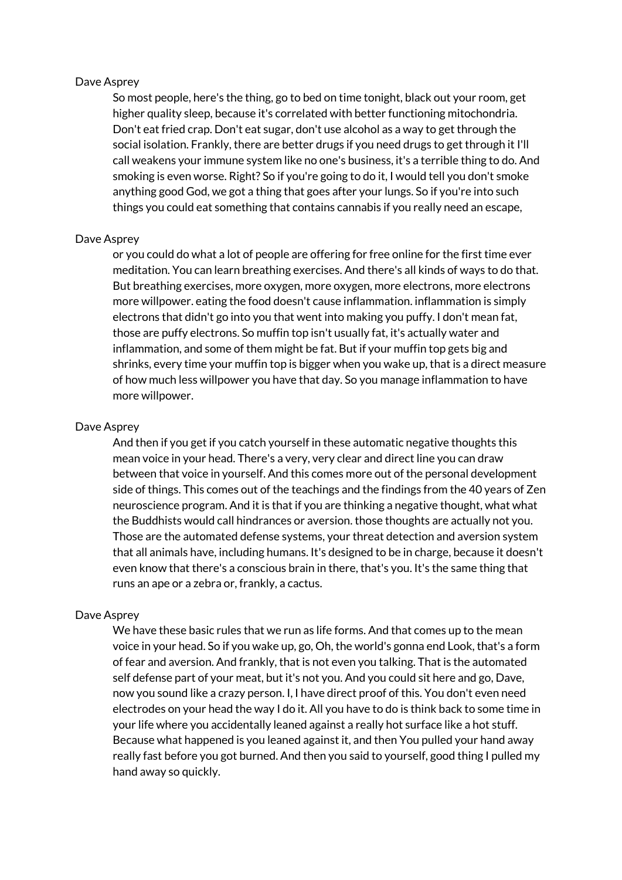Dave Asprey

So most people, here's the thing, go to bed on time tonight, black out your room, get higher quality sleep, because it's correlated with better functioning mitochondria. Don't eat fried crap. Don't eat sugar, don't use alcohol as a way to get through the social isolation. Frankly, there are better drugs if you need drugs to get through it I'll call weakens your immune system like no one's business, it's a terrible thing to do. And smoking is even worse. Right? So if you're going to do it, I would tell you don't smoke anything good God, we got a thing that goes after your lungs. So if you're into such things you could eat something that contains cannabis if you really need an escape,

Dave Asprey

or you could do what a lot of people are offering for free online for the first time ever meditation. You can learn breathing exercises. And there's all kinds of ways to do that. But breathing exercises, more oxygen, more oxygen, more electrons, more electrons more willpower. eating the food doesn't cause inflammation. inflammation is simply electrons that didn't go into you that went into making you puffy. I don't mean fat, those are puffy electrons. So muffin top isn't usually fat, it's actually water and inflammation, and some of them might be fat. But if your muffin top gets big and shrinks, every time your muffin top is bigger when you wake up, that is a direct measure of how much less willpower you have that day. So you manage inflammation to have more willpower.

Dave Asprey

And then if you get if you catch yourself in these automatic negative thoughts this mean voice in your head. There's a very, very clear and direct line you can draw between that voice in yourself. And this comes more out of the personal development side of things. This comes out of the teachings and the findings from the 40 years of Zen neuroscience program. And it is that if you are thinking a negative thought, what what the Buddhists would call hindrances or aversion. those thoughts are actually not you. Those are the automated defense systems, your threat detection and aversion system that all animals have, including humans. It's designed to be in charge, because it doesn't even know that there's a conscious brain in there, that's you. It's the same thing that runs an ape or a zebra or, frankly, a cactus.

Dave Asprey

We have these basic rules that we run as life forms. And that comes up to the mean voice in your head. So if you wake up, go, Oh, the world's gonna end Look, that's a form of fear and aversion. And frankly, that is not even you talking. That is the automated self defense part of your meat, but it's not you. And you could sit here and go, Dave, now you sound like a crazy person. I, I have direct proof of this. You don't even need electrodes on your head the way I do it. All you have to do is think back to some time in your life where you accidentally leaned against a really hot surface like a hot stuff. Because what happened is you leaned against it, and then You pulled your hand away really fast before you got burned. And then you said to yourself, good thing I pulled my hand away so quickly.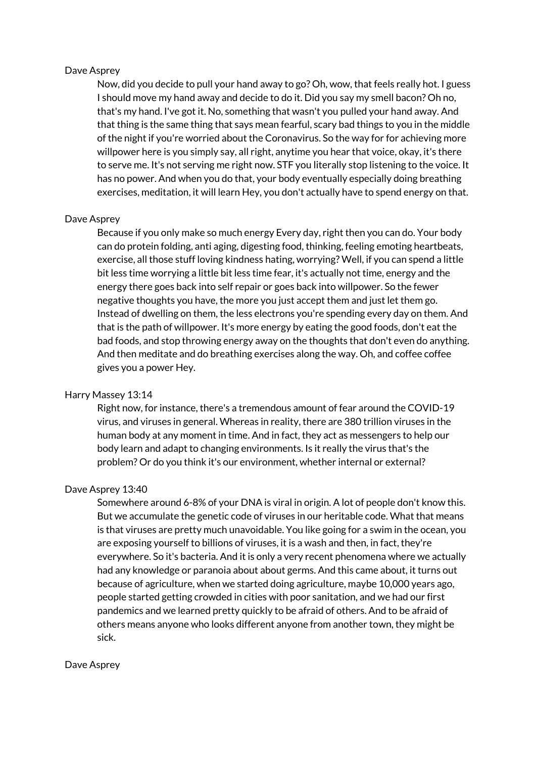Dave Asprey

Now, did you decide to pull your hand away to go? Oh, wow, that feels really hot. I guess I should move my hand away and decide to do it. Did you say my smell bacon? Oh no, that's my hand. I've got it. No, something that wasn't you pulled your hand away. And that thing is the same thing that says mean fearful, scary bad things to you in the middle of the night if you're worried about the Coronavirus. So the way for for achieving more willpower here is you simply say, all right, anytime you hear that voice, okay, it's there to serve me. It's not serving me right now. STF you literally stop listening to the voice. It has no power. And when you do that, your body eventually especially doing breathing exercises, meditation, it will learn Hey, you don't actually have to spend energy on that.

Dave Asprey

Because if you only make so much energy Every day, right then you can do. Your body can do protein folding, anti aging, digesting food, thinking, feeling emoting heartbeats, exercise, all those stuff loving kindness hating, worrying? Well, if you can spend a little bit less time worrying a little bit less time fear, it's actually not time, energy and the energy there goes back into self repair or goes back into willpower. So the fewer negative thoughts you have, the more you just accept them and just let them go. Instead of dwelling on them, the less electrons you're spending every day on them. And that is the path of willpower. It's more energy by eating the good foods, don't eat the bad foods, and stop throwing energy away on the thoughts that don't even do anything. And then meditate and do breathing exercises along the way. Oh, and coffee coffee gives you a power Hey.

Harry Massey 13:14

Right now, for instance, there's a tremendous amount of fear around the COVID-19 virus, and viruses in general. Whereas in reality, there are 380 trillion viruses in the human body at any moment in time. And in fact, they act as messengers to help our body learn and adapt to changing environments. Is it really the virus that's the problem? Or do you think it's our environment, whether internal or external?

Dave Asprey 13:40

Somewhere around 6-8% of your DNA is viral in origin. A lot of people don't know this. But we accumulate the genetic code of viruses in our heritable code. What that means is that viruses are pretty much unavoidable. You like going for a swim in the ocean, you are exposing yourself to billions of viruses, it is a wash and then, in fact, they're everywhere. So it's bacteria. And it is only a very recent phenomena where we actually had any knowledge or paranoia about about germs. And this came about, it turns out because of agriculture, when we started doing agriculture, maybe 10,000 years ago, people started getting crowded in cities with poor sanitation, and we had our first pandemics and we learned pretty quickly to be afraid of others. And to be afraid of others means anyone who looks different anyone from another town, they might be sick.

Dave Asprey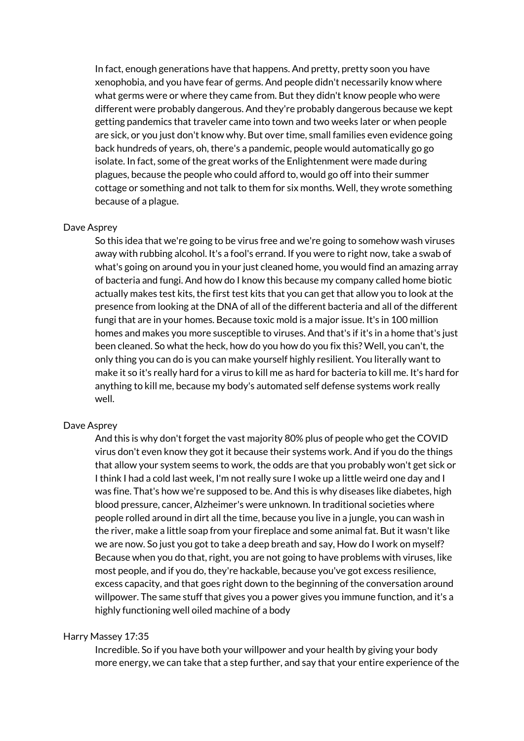In fact, enough generations have that happens. And pretty, pretty soon you have xenophobia, and you have fear of germs. And people didn't necessarily know where what germs were or where they came from. But they didn't know people who were different were probably dangerous. And they're probably dangerous because we kept getting pandemics that traveler came into town and two weeks later or when people are sick, or you just don't know why. But over time, small families even evidence going back hundreds of years, oh, there's a pandemic, people would automatically go go isolate. In fact, some of the great works of the Enlightenment were made during plagues, because the people who could afford to, would go off into their summer cottage or something and not talk to them for six months. Well, they wrote something because of a plague.

Dave Asprey

So this idea that we're going to be virus free and we're going to somehow wash viruses away with rubbing alcohol. It's a fool's errand. If you were to right now, take a swab of what's going on around you in your just cleaned home, you would find an amazing array of bacteria and fungi. And how do I know this because my company called home biotic actually makes test kits, the first test kits that you can get that allow you to look at the presence from looking at the DNA of all of the different bacteria and all of the different fungi that are in your homes. Because toxic mold is a major issue. It's in 100 million homes and makes you more susceptible to viruses. And that's if it's in a home that's just been cleaned. So what the heck, how do you how do you fix this? Well, you can't, the only thing you can do is you can make yourself highly resilient. You literally want to make it so it's really hard for a virus to kill me as hard for bacteria to kill me. It's hard for anything to kill me, because my body's automated self defense systems work really well.

Dave Asprey

And this is why don't forget the vast majority 80% plus of people who get the COVID virus don't even know they got it because their systems work. And if you do the things that allow your system seems to work, the odds are that you probably won't get sick or I think I had a cold last week, I'm not really sure I woke up a little weird one day and I was fine. That's how we're supposed to be. And this is why diseases like diabetes, high blood pressure, cancer, Alzheimer's were unknown. In traditional societies where people rolled around in dirt all the time, because you live in a jungle, you can wash in the river, make a little soap from your fireplace and some animal fat. But it wasn't like we are now. So just you got to take a deep breath and say, How do I work on myself? Because when you do that, right, you are not going to have problems with viruses, like most people, and if you do, they're hackable, because you've got excess resilience, excess capacity, and that goes right down to the beginning of the conversation around willpower. The same stuff that gives you a power gives you immune function, and it's a highly functioning well oiled machine of a body

Harry Massey 17:35

Incredible. So if you have both your willpower and your health by giving your body more energy, we can take that a step further, and say that your entire experience of the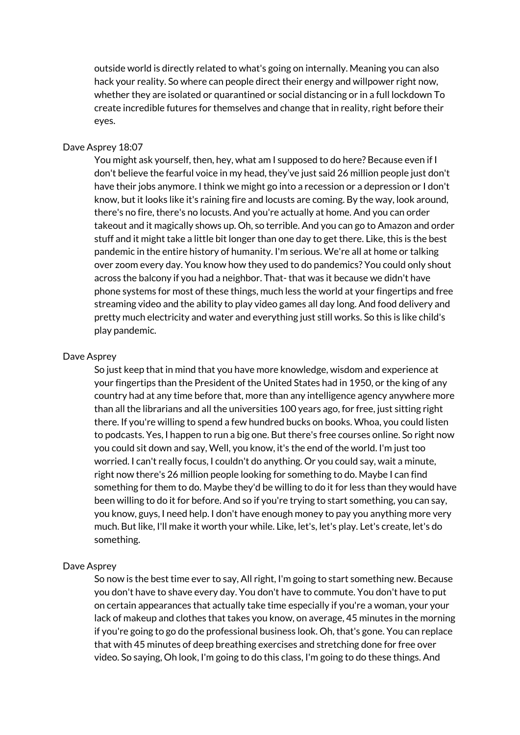outside world is directly related to what's going on internally. Meaning you can also hack your reality. So where can people direct their energy and willpower right now, whether they are isolated or quarantined or social distancing or in a full lockdown To create incredible futures for themselves and change that in reality, right before their eyes.

Dave Asprey 18:07

You might ask yourself, then, hey, what am I supposed to do here? Because even if I don't believe the fearful voice in my head, they've just said 26 million people just don't have their jobs anymore. I think we might go into a recession or a depression or I don't know, but it looks like it's raining fire and locusts are coming. By the way, look around, there's no fire, there's no locusts. And you're actually at home. And you can order takeout and it magically shows up. Oh, so terrible. And you can go to Amazon and order stuff and it might take a little bit longer than one day to get there. Like, this is the best pandemic in the entire history of humanity. I'm serious. We're all at home or talking over zoom every day. You know how they used to do pandemics? You could only shout across the balcony if you had a neighbor. That- that was it because we didn't have phone systems for most of these things, much less the world at your fingertips and free streaming video and the ability to play video games all day long. And food delivery and pretty much electricity and water and everything just still works. So this is like child's play pandemic.

Dave Asprey

So just keep that in mind that you have more knowledge, wisdom and experience at your fingertips than the President of the United States had in 1950, or the king of any country had at any time before that, more than any intelligence agency anywhere more than all the librarians and all the universities 100 years ago, for free, just sitting right there. If you're willing to spend a few hundred bucks on books. Whoa, you could listen to podcasts. Yes, I happen to run a big one. But there's free courses online. So right now you could sit down and say, Well, you know, it's the end of the world. I'm just too worried. I can't really focus, I couldn't do anything. Or you could say, wait a minute, right now there's 26 million people looking for something to do. Maybe I can find something for them to do. Maybe they'd be willing to do it for less than they would have been willing to do it for before. And so if you're trying to start something, you can say, you know, guys, I need help. I don't have enough money to pay you anything more very much. But like, I'll make it worth your while. Like, let's, let's play. Let's create, let's do something.

Dave Asprey

So now is the best time ever to say, All right, I'm going to start something new. Because you don't have to shave every day. You don't have to commute. You don't have to put on certain appearances that actually take time especially if you're a woman, your your lack of makeup and clothes that takes you know, on average, 45 minutes in the morning if you're going to go do the professional business look. Oh, that's gone. You can replace that with 45 minutes of deep breathing exercises and stretching done for free over video. So saying, Oh look, I'm going to do this class, I'm going to do these things. And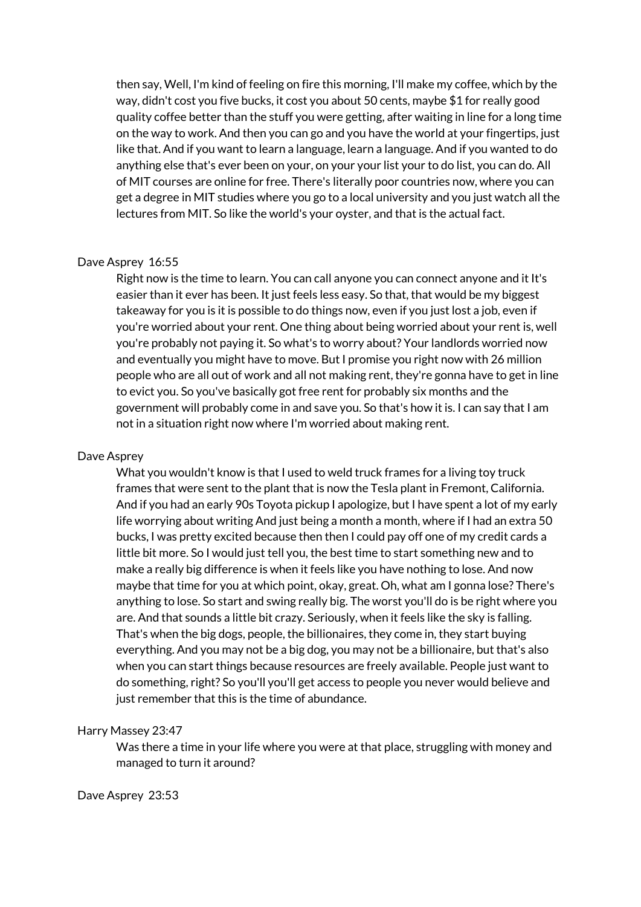then say, Well, I'm kind of feeling on fire this morning, I'll make my coffee, which by the way, didn't cost you five bucks, it cost you about 50 cents, maybe $1 for really good quality coffee better than the stuff you were getting, after waiting in line for a long time on the way to work. And then you can go and you have the world at your fingertips, just like that. And if you want to learn a language, learn a language. And if you wanted to do anything else that's ever been on your, on your your list your to do list, you can do. All of MIT courses are online for free. There's literally poor countries now, where you can get a degree in MIT studies where you go to a local university and you just watch all the lectures from MIT. So like the world's your oyster, and that is the actual fact.

Dave Asprey 16:55

Right now is the time to learn. You can call anyone you can connect anyone and it It's easier than it ever has been. It just feels less easy. So that, that would be my biggest takeaway for you is it is possible to do things now, even if you just lost a job, even if you're worried about your rent. One thing about being worried about your rent is, well you're probably not paying it. So what's to worry about? Your landlords worried now and eventually you might have to move. But I promise you right now with 26 million people who are all out of work and all not making rent, they're gonna have to get in line to evict you. So you've basically got free rent for probably six months and the government will probably come in and save you. So that's how it is. I can say that I am not in a situation right now where I'm worried about making rent.

Dave Asprey

What you wouldn't know is that I used to weld truck frames for a living toy truck frames that were sent to the plant that is now the Tesla plant in Fremont, California. And if you had an early 90s Toyota pickup I apologize, but I have spent a lot of my early life worrying about writing And just being a month a month, where if I had an extra 50 bucks, I was pretty excited because then then I could pay off one of my credit cards a little bit more. So I would just tell you, the best time to start something new and to make a really big difference is when it feels like you have nothing to lose. And now maybe that time for you at which point, okay, great. Oh, what am I gonna lose? There's anything to lose. So start and swing really big. The worst you'll do is be right where you are. And that sounds a little bit crazy. Seriously, when it feels like the sky is falling. That's when the big dogs, people, the billionaires, they come in, they start buying everything. And you may not be a big dog, you may not be a billionaire, but that's also when you can start things because resources are freely available. People just want to do something, right? So you'll you'll get access to people you never would believe and just remember that this is the time of abundance.

Harry Massey 23:47

Was there a time in your life where you were at that place, struggling with money and managed to turn it around?

Dave Asprey 23:53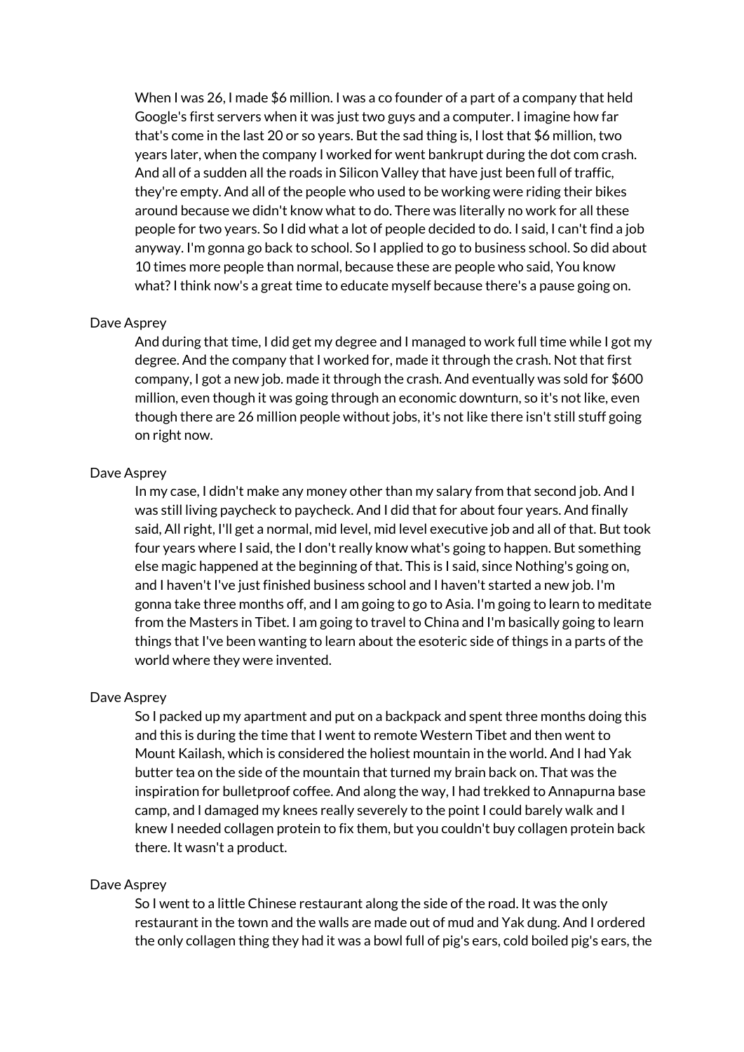When I was 26, I made $6 million. I was a co founder of a part of a company that held Google's first servers when it was just two guys and a computer. I imagine how far that's come in the last 20 or so years. But the sad thing is, I lost that $6 million, two years later, when the company I worked for went bankrupt during the dot com crash. And all of a sudden all the roads in Silicon Valley that have just been full of traffic, they're empty. And all of the people who used to be working were riding their bikes around because we didn't know what to do. There was literally no work for all these people for two years. So I did what a lot of people decided to do. I said, I can't find a job anyway. I'm gonna go back to school. So I applied to go to business school. So did about 10 times more people than normal, because these are people who said, You know what? I think now's a great time to educate myself because there's a pause going on.

Dave Asprey

And during that time, I did get my degree and I managed to work full time while I got my degree. And the company that I worked for, made it through the crash. Not that first company, I got a new job. made it through the crash. And eventually was sold for $600 million, even though it was going through an economic downturn, so it's not like, even though there are 26 million people without jobs, it's not like there isn't still stuff going on right now.

Dave Asprey

In my case, I didn't make any money other than my salary from that second job. And I was still living paycheck to paycheck. And I did that for about four years. And finally said, All right, I'll get a normal, mid level, mid level executive job and all of that. But took four years where I said, the I don't really know what's going to happen. But something else magic happened at the beginning of that. This is I said, since Nothing's going on, and I haven't I've just finished business school and I haven't started a new job. I'm gonna take three months off, and I am going to go to Asia. I'm going to learn to meditate from the Masters in Tibet. I am going to travel to China and I'm basically going to learn things that I've been wanting to learn about the esoteric side of things in a parts of the world where they were invented.

Dave Asprey

So I packed up my apartment and put on a backpack and spent three months doing this and this is during the time that I went to remote Western Tibet and then went to Mount Kailash, which is considered the holiest mountain in the world. And I had Yak butter tea on the side of the mountain that turned my brain back on. That was the inspiration for bulletproof coffee. And along the way, I had trekked to Annapurna base camp, and I damaged my knees really severely to the point I could barely walk and I knew I needed collagen protein to fix them, but you couldn't buy collagen protein back there. It wasn't a product.

Dave Asprey

So I went to a little Chinese restaurant along the side of the road. It was the only restaurant in the town and the walls are made out of mud and Yak dung. And I ordered the only collagen thing they had it was a bowl full of pig's ears, cold boiled pig's ears, the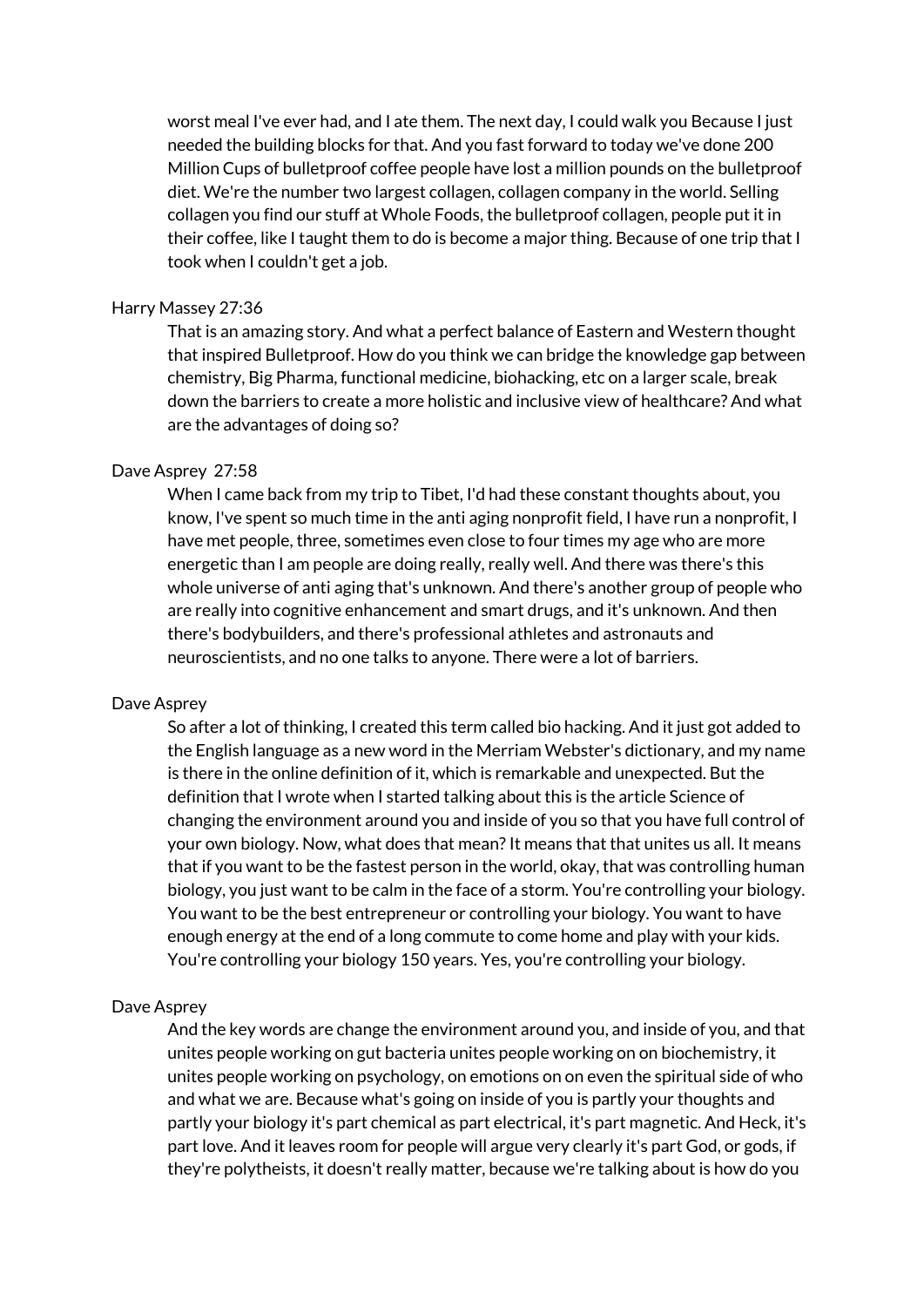worst meal I've ever had, and I ate them. The next day, I could walk you Because I just needed the building blocks for that. And you fast forward to today we've done 200 Million Cups of bulletproof coffee people have lost a million pounds on the bulletproof diet. We're the number two largest collagen, collagen company in the world. Selling collagen you find our stuff at Whole Foods, the bulletproof collagen, people put it in their coffee, like I taught them to do is become a major thing. Because of one trip that I took when I couldn't get a job.

Harry Massey 27:36

That is an amazing story. And what a perfect balance of Eastern and Western thought that inspired Bulletproof. How do you think we can bridge the knowledge gap between chemistry, Big Pharma, functional medicine, biohacking, etc on a larger scale, break down the barriers to create a more holistic and inclusive view of healthcare? And what are the advantages of doing so?

Dave Asprey 27:58

When I came back from my trip to Tibet, I'd had these constant thoughts about, you know, I've spent so much time in the anti aging nonprofit field, I have run a nonprofit, I have met people, three, sometimes even close to four times my age who are more energetic than I am people are doing really, really well. And there was there's this whole universe of anti aging that's unknown. And there's another group of people who are really into cognitive enhancement and smart drugs, and it's unknown. And then there's bodybuilders, and there's professional athletes and astronauts and neuroscientists, and no one talks to anyone. There were a lot of barriers.

Dave Asprey

So after a lot of thinking, I created this term called bio hacking. And it just got added to the English language as a new word in the Merriam Webster's dictionary, and my name is there in the online definition of it, which is remarkable and unexpected. But the definition that I wrote when I started talking about this is the article Science of changing the environment around you and inside of you so that you have full control of your own biology. Now, what does that mean? It means that that unites us all. It means that if you want to be the fastest person in the world, okay, that was controlling human biology, you just want to be calm in the face of a storm. You're controlling your biology. You want to be the best entrepreneur or controlling your biology. You want to have enough energy at the end of a long commute to come home and play with your kids. You're controlling your biology 150 years. Yes, you're controlling your biology.

Dave Asprey

And the key words are change the environment around you, and inside of you, and that unites people working on gut bacteria unites people working on on biochemistry, it unites people working on psychology, on emotions on on even the spiritual side of who and what we are. Because what's going on inside of you is partly your thoughts and partly your biology it's part chemical as part electrical, it's part magnetic. And Heck, it's part love. And it leaves room for people will argue very clearly it's part God, or gods, if they're polytheists, it doesn't really matter, because we're talking about is how do you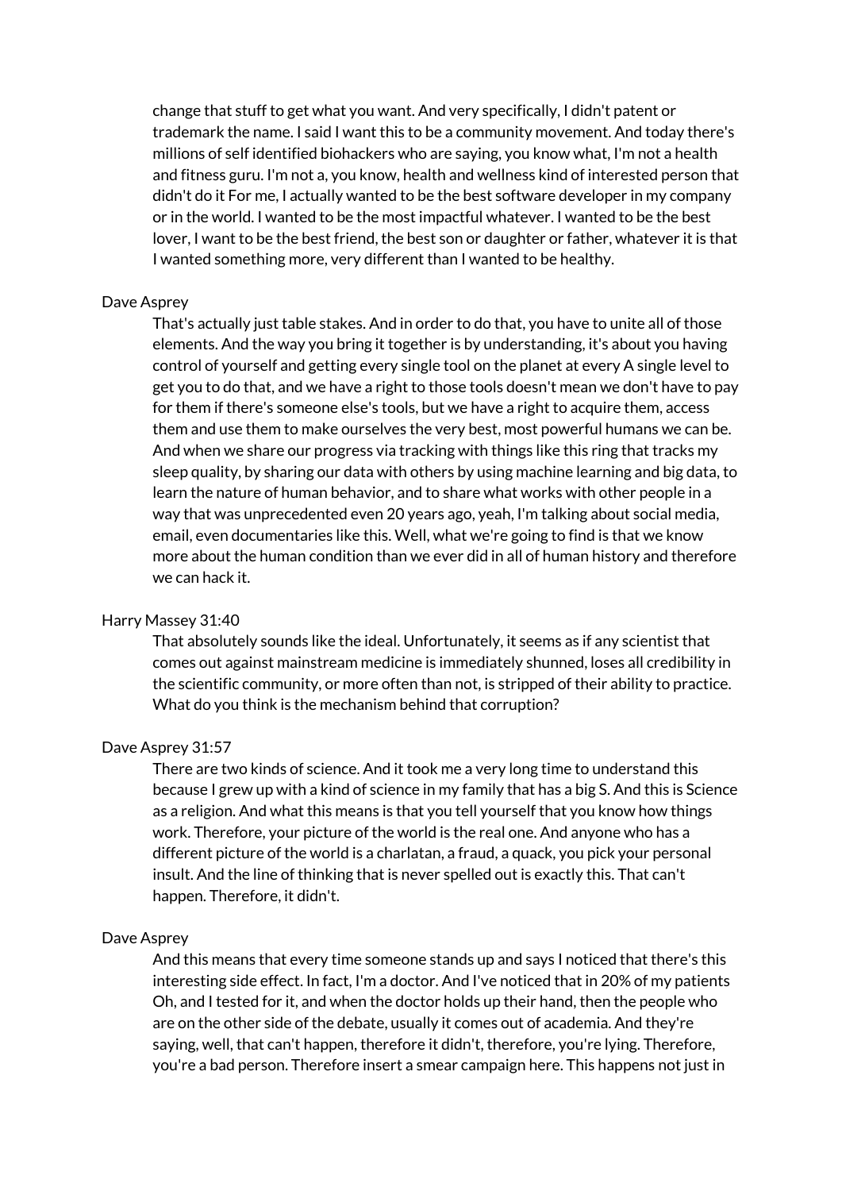change that stuff to get what you want. And very specifically, I didn't patent or trademark the name. I said I want this to be a community movement. And today there's millions of self identified biohackers who are saying, you know what, I'm not a health and fitness guru. I'm not a, you know, health and wellness kind of interested person that didn't do it For me, I actually wanted to be the best software developer in my company or in the world. I wanted to be the most impactful whatever. I wanted to be the best lover, I want to be the best friend, the best son or daughter or father, whatever it is that I wanted something more, very different than I wanted to be healthy.

Dave Asprey

That's actually just table stakes. And in order to do that, you have to unite all of those elements. And the way you bring it together is by understanding, it's about you having control of yourself and getting every single tool on the planet at every A single level to get you to do that, and we have a right to those tools doesn't mean we don't have to pay for them if there's someone else's tools, but we have a right to acquire them, access them and use them to make ourselves the very best, most powerful humans we can be. And when we share our progress via tracking with things like this ring that tracks my sleep quality, by sharing our data with others by using machine learning and big data, to learn the nature of human behavior, and to share what works with other people in a way that was unprecedented even 20 years ago, yeah, I'm talking about social media, email, even documentaries like this. Well, what we're going to find is that we know more about the human condition than we ever did in all of human history and therefore we can hack it.

Harry Massey 31:40

That absolutely sounds like the ideal. Unfortunately, it seems as if any scientist that comes out against mainstream medicine is immediately shunned, loses all credibility in the scientific community, or more often than not, is stripped of their ability to practice. What do you think is the mechanism behind that corruption?

Dave Asprey 31:57

There are two kinds of science. And it took me a very long time to understand this because I grew up with a kind of science in my family that has a big S. And this is Science as a religion. And what this means is that you tell yourself that you know how things work. Therefore, your picture of the world is the real one. And anyone who has a different picture of the world is a charlatan, a fraud, a quack, you pick your personal insult. And the line of thinking that is never spelled out is exactly this. That can't happen. Therefore, it didn't.

Dave Asprey

And this means that every time someone stands up and says I noticed that there's this interesting side effect. In fact, I'm a doctor. And I've noticed that in 20% of my patients Oh, and I tested for it, and when the doctor holds up their hand, then the people who are on the other side of the debate, usually it comes out of academia. And they're saying, well, that can't happen, therefore it didn't, therefore, you're lying. Therefore, you're a bad person. Therefore insert a smear campaign here. This happens not just in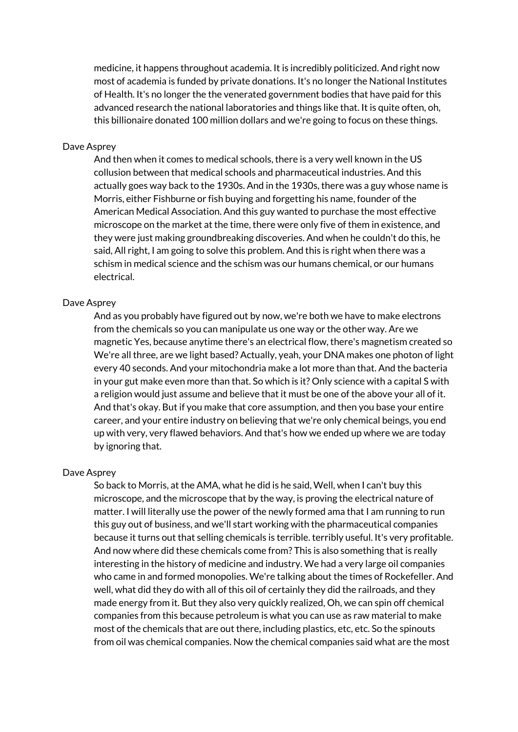medicine, it happens throughout academia. It is incredibly politicized. And right now most of academia is funded by private donations. It's no longer the National Institutes of Health. It's no longer the the venerated government bodies that have paid for this advanced research the national laboratories and things like that. It is quite often, oh, this billionaire donated 100 million dollars and we're going to focus on these things.

Dave Asprey

And then when it comes to medical schools, there is a very well known in the US collusion between that medical schools and pharmaceutical industries. And this actually goes way back to the 1930s. And in the 1930s, there was a guy whose name is Morris, either Fishburne or fish buying and forgetting his name, founder of the American Medical Association. And this guy wanted to purchase the most effective microscope on the market at the time, there were only five of them in existence, and they were just making groundbreaking discoveries. And when he couldn't do this, he said, All right, I am going to solve this problem. And this is right when there was a schism in medical science and the schism was our humans chemical, or our humans electrical.

Dave Asprey

And as you probably have figured out by now, we're both we have to make electrons from the chemicals so you can manipulate us one way or the other way. Are we magnetic Yes, because anytime there's an electrical flow, there's magnetism created so We're all three, are we light based? Actually, yeah, your DNA makes one photon of light every 40 seconds. And your mitochondria make a lot more than that. And the bacteria in your gut make even more than that. So which is it? Only science with a capital S with a religion would just assume and believe that it must be one of the above your all of it. And that's okay. But if you make that core assumption, and then you base your entire career, and your entire industry on believing that we're only chemical beings, you end up with very, very flawed behaviors. And that's how we ended up where we are today by ignoring that.

Dave Asprey

So back to Morris, at the AMA, what he did is he said, Well, when I can't buy this microscope, and the microscope that by the way, is proving the electrical nature of matter. I will literally use the power of the newly formed ama that I am running to run this guy out of business, and we'll start working with the pharmaceutical companies because it turns out that selling chemicals is terrible. terribly useful. It's very profitable. And now where did these chemicals come from? This is also something that is really interesting in the history of medicine and industry. We had a very large oil companies who came in and formed monopolies. We're talking about the times of Rockefeller. And well, what did they do with all of this oil of certainly they did the railroads, and they made energy from it. But they also very quickly realized, Oh, we can spin off chemical companies from this because petroleum is what you can use as raw material to make most of the chemicals that are out there, including plastics, etc, etc. So the spinouts from oil was chemical companies. Now the chemical companies said what are the most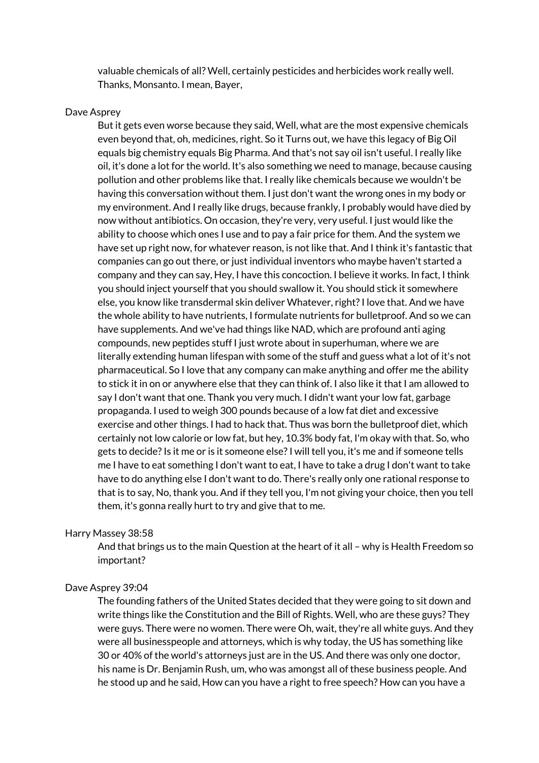valuable chemicals of all? Well, certainly pesticides and herbicides work really well. Thanks, Monsanto. I mean, Bayer,

Dave Asprey

But it gets even worse because they said, Well, what are the most expensive chemicals even beyond that, oh, medicines, right. So it Turns out, we have this legacy of Big Oil equals big chemistry equals Big Pharma. And that's not say oil isn't useful. I really like oil, it's done a lot for the world. It's also something we need to manage, because causing pollution and other problems like that. I really like chemicals because we wouldn't be having this conversation without them. I just don't want the wrong ones in my body or my environment. And I really like drugs, because frankly, I probably would have died by now without antibiotics. On occasion, they're very, very useful. I just would like the ability to choose which ones I use and to pay a fair price for them. And the system we have set up right now, for whatever reason, is not like that. And I think it's fantastic that companies can go out there, or just individual inventors who maybe haven't started a company and they can say, Hey, I have this concoction. I believe it works. In fact, I think you should inject yourself that you should swallow it. You should stick it somewhere else, you know like transdermal skin deliver Whatever, right? I love that. And we have the whole ability to have nutrients, I formulate nutrients for bulletproof. And so we can have supplements. And we've had things like NAD, which are profound anti aging compounds, new peptides stuff I just wrote about in superhuman, where we are literally extending human lifespan with some of the stuff and guess what a lot of it's not pharmaceutical. So I love that any company can make anything and offer me the ability to stick it in on or anywhere else that they can think of. I also like it that I am allowed to say I don't want that one. Thank you very much. I didn't want your low fat, garbage propaganda. I used to weigh 300 pounds because of a low fat diet and excessive exercise and other things. I had to hack that. Thus was born the bulletproof diet, which certainly not low calorie or low fat, but hey, 10.3% body fat, I'm okay with that. So, who gets to decide? Is it me or is it someone else? I will tell you, it's me and if someone tells me I have to eat something I don't want to eat, I have to take a drug I don't want to take have to do anything else I don't want to do. There's really only one rational response to that is to say, No, thank you. And if they tell you, I'm not giving your choice, then you tell them, it's gonna really hurt to try and give that to me.

Harry Massey 38:58

And that brings us to the main Question at the heart of it all – why is Health Freedom so important?

Dave Asprey 39:04

The founding fathers of the United States decided that they were going to sit down and write things like the Constitution and the Bill of Rights. Well, who are these guys? They were guys. There were no women. There were Oh, wait, they're all white guys. And they were all businesspeople and attorneys, which is why today, the US has something like 30 or 40% of the world's attorneys just are in the US. And there was only one doctor, his name is Dr. Benjamin Rush, um, who was amongst all of these business people. And he stood up and he said, How can you have a right to free speech? How can you have a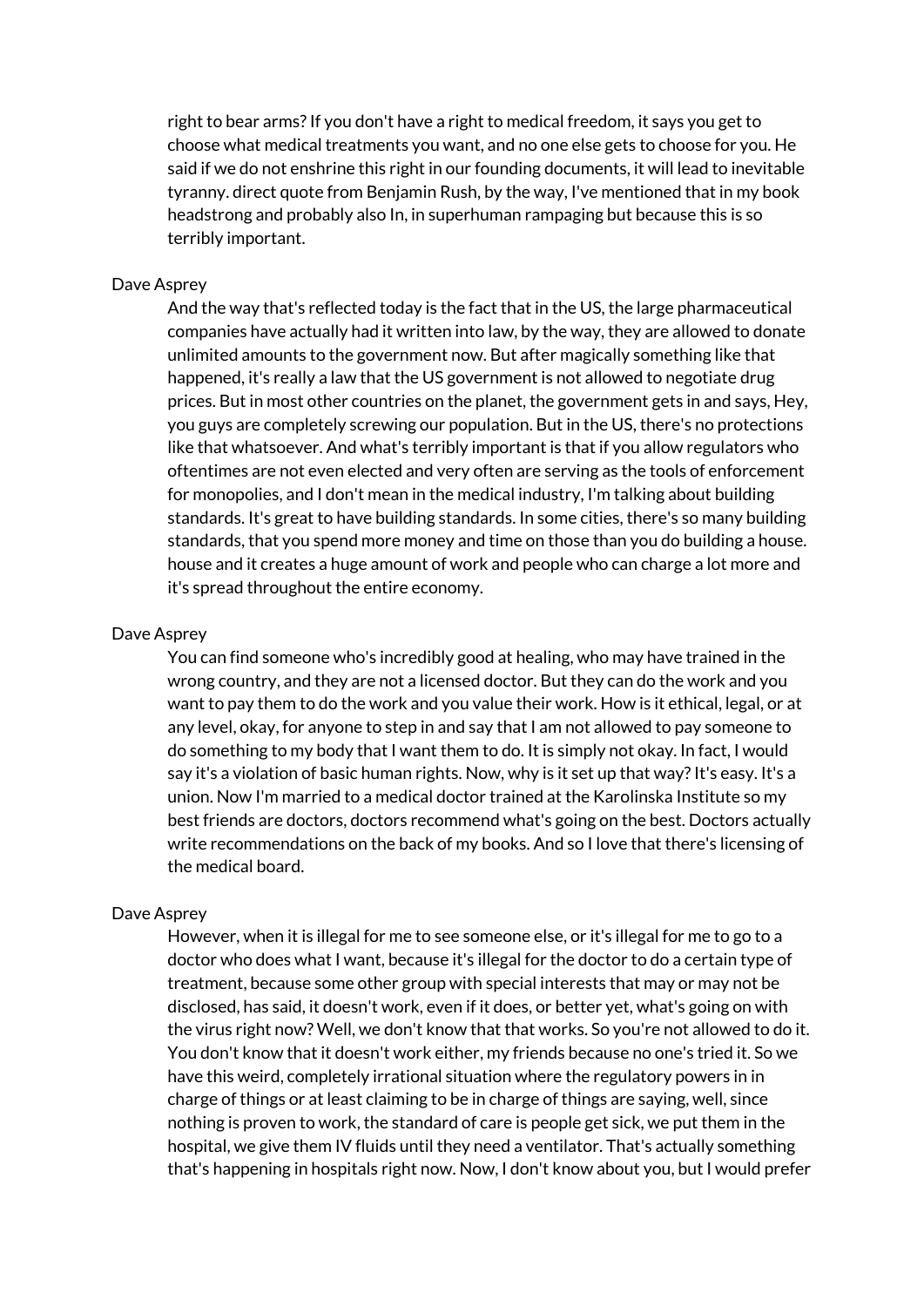right to bear arms? If you don't have a right to medical freedom, it says you get to choose what medical treatments you want, and no one else gets to choose for you. He said if we do not enshrine this right in our founding documents, it will lead to inevitable tyranny. direct quote from Benjamin Rush, by the way, I've mentioned that in my book headstrong and probably also In, in superhuman rampaging but because this is so terribly important.

Dave Asprey

And the way that's reflected today is the fact that in the US, the large pharmaceutical companies have actually had it written into law, by the way, they are allowed to donate unlimited amounts to the government now. But after magically something like that happened, it's really a law that the US government is not allowed to negotiate drug prices. But in most other countries on the planet, the government gets in and says, Hey, you guys are completely screwing our population. But in the US, there's no protections like that whatsoever. And what's terribly important is that if you allow regulators who oftentimes are not even elected and very often are serving as the tools of enforcement for monopolies, and I don't mean in the medical industry, I'm talking about building standards. It's great to have building standards. In some cities, there's so many building standards, that you spend more money and time on those than you do building a house. house and it creates a huge amount of work and people who can charge a lot more and it's spread throughout the entire economy.

Dave Asprey

You can find someone who's incredibly good at healing, who may have trained in the wrong country, and they are not a licensed doctor. But they can do the work and you want to pay them to do the work and you value their work. How is it ethical, legal, or at any level, okay, for anyone to step in and say that I am not allowed to pay someone to do something to my body that I want them to do. It is simply not okay. In fact, I would say it's a violation of basic human rights. Now, why is it set up that way? It's easy. It's a union. Now I'm married to a medical doctor trained at the Karolinska Institute so my best friends are doctors, doctors recommend what's going on the best. Doctors actually write recommendations on the back of my books. And so I love that there's licensing of the medical board.

Dave Asprey

However, when it is illegal for me to see someone else, or it's illegal for me to go to a doctor who does what I want, because it's illegal for the doctor to do a certain type of treatment, because some other group with special interests that may or may not be disclosed, has said, it doesn't work, even if it does, or better yet, what's going on with the virus right now? Well, we don't know that that works. So you're not allowed to do it. You don't know that it doesn't work either, my friends because no one's tried it. So we have this weird, completely irrational situation where the regulatory powers in in charge of things or at least claiming to be in charge of things are saying, well, since nothing is proven to work, the standard of care is people get sick, we put them in the hospital, we give them IV fluids until they need a ventilator. That's actually something that's happening in hospitals right now. Now, I don't know about you, but I would prefer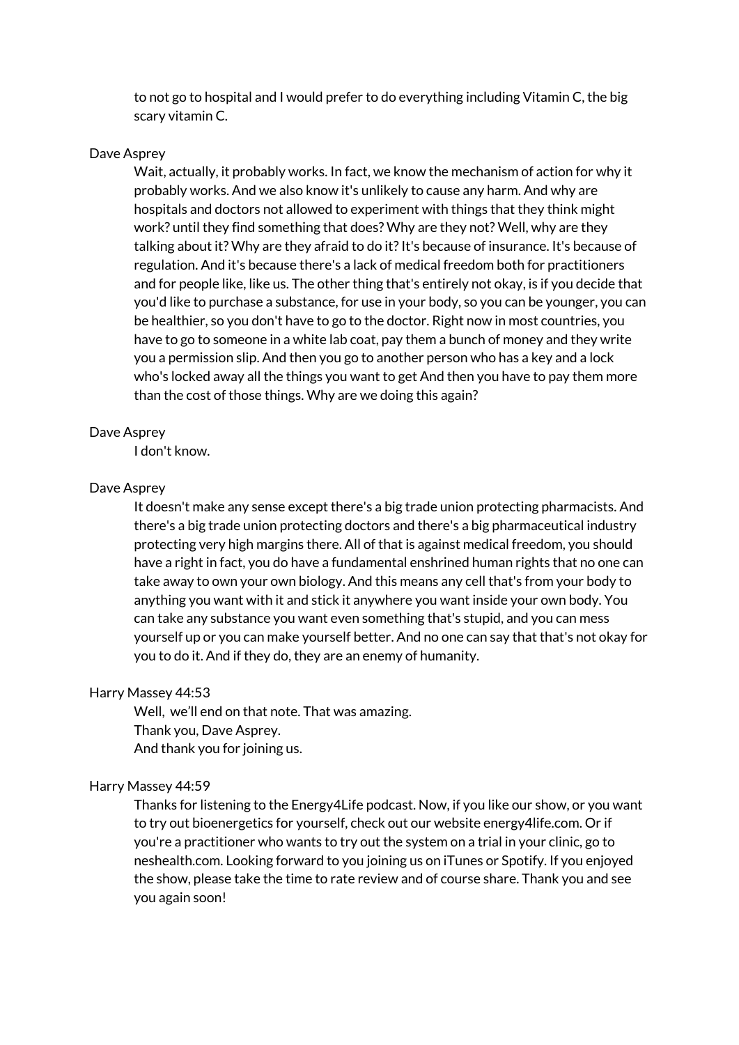to not go to hospital and I would prefer to do everything including Vitamin C, the big scary vitamin C.

Dave Asprey

Wait, actually, it probably works. In fact, we know the mechanism of action for why it probably works. And we also know it's unlikely to cause any harm. And why are hospitals and doctors not allowed to experiment with things that they think might work? until they find something that does? Why are they not? Well, why are they talking about it? Why are they afraid to do it? It's because of insurance. It's because of regulation. And it's because there's a lack of medical freedom both for practitioners and for people like, like us. The other thing that's entirely not okay, is if you decide that you'd like to purchase a substance, for use in your body, so you can be younger, you can be healthier, so you don't have to go to the doctor. Right now in most countries, you have to go to someone in a white lab coat, pay them a bunch of money and they write you a permission slip. And then you go to another person who has a key and a lock who's locked away all the things you want to get And then you have to pay them more than the cost of those things. Why are we doing this again?

Dave Asprey

I don't know.

Dave Asprey

It doesn't make any sense except there's a big trade union protecting pharmacists. And there's a big trade union protecting doctors and there's a big pharmaceutical industry protecting very high margins there. All of that is against medical freedom, you should have a right in fact, you do have a fundamental enshrined human rights that no one can take away to own your own biology. And this means any cell that's from your body to anything you want with it and stick it anywhere you want inside your own body. You can take any substance you want even something that's stupid, and you can mess yourself up or you can make yourself better. And no one can say that that's not okay for you to do it. And if they do, they are an enemy of humanity.

Harry Massey 44:53

Well, we'll end on that note. That was amazing.
Thank you, Dave Asprey.
And thank you for joining us.

Harry Massey 44:59

Thanks for listening to the Energy4Life podcast. Now, if you like our show, or you want to try out bioenergetics for yourself, check out our website energy4life.com. Or if you're a practitioner who wants to try out the system on a trial in your clinic, go to neshealth.com. Looking forward to you joining us on iTunes or Spotify. If you enjoyed the show, please take the time to rate review and of course share. Thank you and see you again soon!